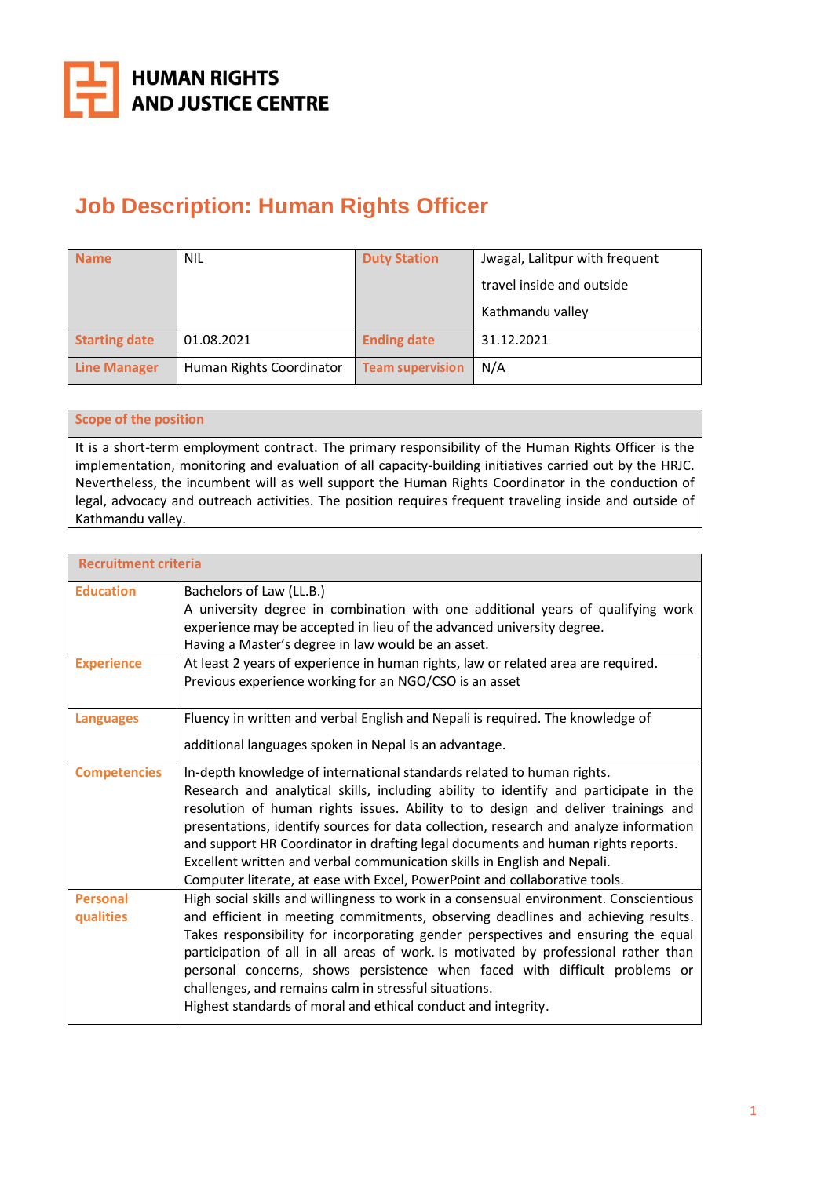**HUMAN RIGHTS AND JUSTICE CENTRE**

# Job Description: Human Rights Officer

| Name | NIL | Duty Station | Jwagal, Lalitpur with frequent travel inside and outside Kathmandu valley |
|---|---|---|---|
| Starting date | 01.08.2021 | Ending date | 31.12.2021 |
| Line Manager | Human Rights Coordinator | Team supervision | N/A |

| Scope of the position |
|---|
| It is a short-term employment contract. The primary responsibility of the Human Rights Officer is the implementation, monitoring and evaluation of all capacity-building initiatives carried out by the HRJC. Nevertheless, the incumbent will as well support the Human Rights Coordinator in the conduction of legal, advocacy and outreach activities. The position requires frequent traveling inside and outside of Kathmandu valley. |

| Recruitment criteria | |
|---|---|
| Education | Bachelors of Law (LL.B.)<br>A university degree in combination with one additional years of qualifying work experience may be accepted in lieu of the advanced university degree.<br>Having a Master's degree in law would be an asset. |
| Experience | At least 2 years of experience in human rights, law or related area are required.<br>Previous experience working for an NGO/CSO is an asset |
| Languages | Fluency in written and verbal English and Nepali is required. The knowledge of additional languages spoken in Nepal is an advantage. |
| Competencies | In-depth knowledge of international standards related to human rights.<br>Research and analytical skills, including ability to identify and participate in the resolution of human rights issues. Ability to to design and deliver trainings and presentations, identify sources for data collection, research and analyze information and support HR Coordinator in drafting legal documents and human rights reports.<br>Excellent written and verbal communication skills in English and Nepali.<br>Computer literate, at ease with Excel, PowerPoint and collaborative tools. |
| Personal qualities | High social skills and willingness to work in a consensual environment. Conscientious and efficient in meeting commitments, observing deadlines and achieving results. Takes responsibility for incorporating gender perspectives and ensuring the equal participation of all in all areas of work. Is motivated by professional rather than personal concerns, shows persistence when faced with difficult problems or challenges, and remains calm in stressful situations.<br>Highest standards of moral and ethical conduct and integrity. |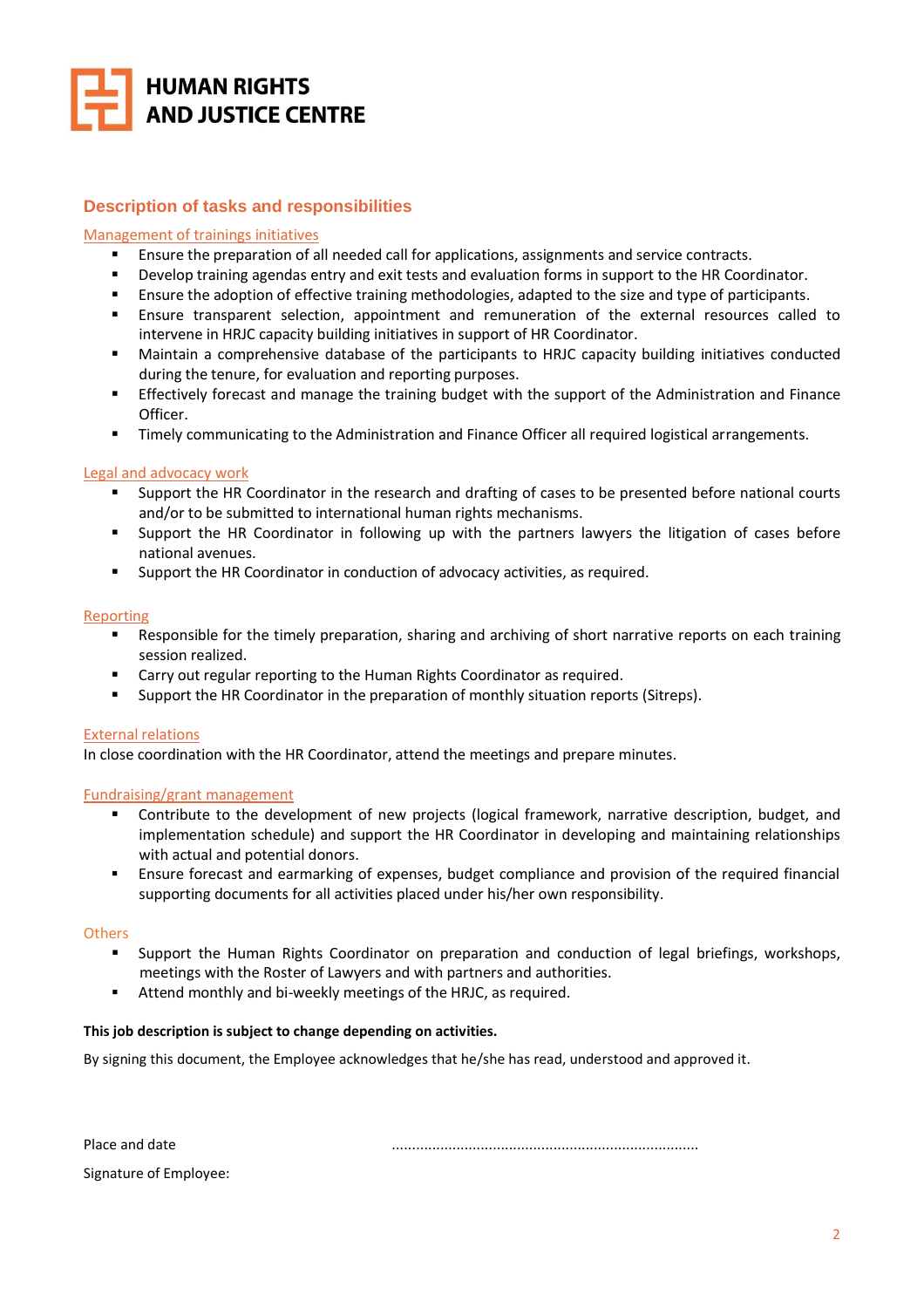## Description of tasks and responsibilities

### Management of trainings initiatives

- Ensure the preparation of all needed call for applications, assignments and service contracts.
- Develop training agendas entry and exit tests and evaluation forms in support to the HR Coordinator.
- Ensure the adoption of effective training methodologies, adapted to the size and type of participants.
- Ensure transparent selection, appointment and remuneration of the external resources called to intervene in HRJC capacity building initiatives in support of HR Coordinator.
- Maintain a comprehensive database of the participants to HRJC capacity building initiatives conducted during the tenure, for evaluation and reporting purposes.
- Effectively forecast and manage the training budget with the support of the Administration and Finance Officer.
- Timely communicating to the Administration and Finance Officer all required logistical arrangements.

### Legal and advocacy work

- Support the HR Coordinator in the research and drafting of cases to be presented before national courts and/or to be submitted to international human rights mechanisms.
- Support the HR Coordinator in following up with the partners lawyers the litigation of cases before national avenues.
- Support the HR Coordinator in conduction of advocacy activities, as required.

### Reporting

- Responsible for the timely preparation, sharing and archiving of short narrative reports on each training session realized.
- Carry out regular reporting to the Human Rights Coordinator as required.
- Support the HR Coordinator in the preparation of monthly situation reports (Sitreps).

### External relations

In close coordination with the HR Coordinator, attend the meetings and prepare minutes.

### Fundraising/grant management

- Contribute to the development of new projects (logical framework, narrative description, budget, and implementation schedule) and support the HR Coordinator in developing and maintaining relationships with actual and potential donors.
- Ensure forecast and earmarking of expenses, budget compliance and provision of the required financial supporting documents for all activities placed under his/her own responsibility.

### Others

- Support the Human Rights Coordinator on preparation and conduction of legal briefings, workshops, meetings with the Roster of Lawyers and with partners and authorities.
- Attend monthly and bi-weekly meetings of the HRJC, as required.

**This job description is subject to change depending on activities.**

By signing this document, the Employee acknowledges that he/she has read, understood and approved it.

Place and date ............................................................................

Signature of Employee: